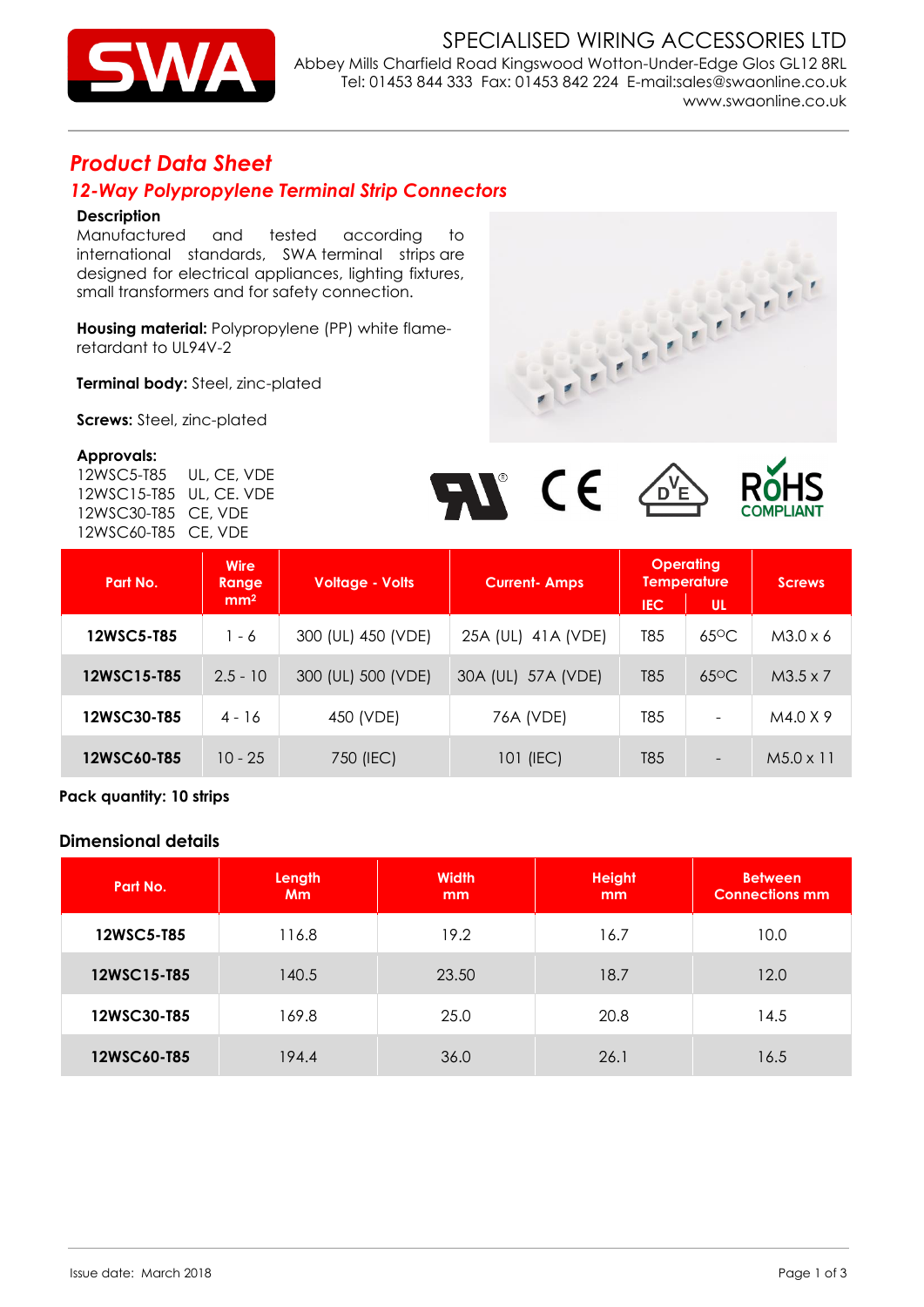# SPECIALISED WIRING ACCESSORIES LTD

Abbey Mills Charfield Road Kingswood Wotton-Under-Edge Glos GL12 8RL
Tel: 01453 844 333 Fax: 01453 842 224 E-mail:sales@swaonline.co.uk
www.swaonline.co.uk

## *Product Data Sheet*

### *12-Way Polypropylene Terminal Strip Connectors*

**Description**

Manufactured and tested according to international standards, SWA terminal strips are designed for electrical appliances, lighting fixtures, small transformers and for safety connection.

**Housing material:** Polypropylene (PP) white flame-retardant to UL94V-2

**Terminal body:** Steel, zinc-plated

**Screws:** Steel, zinc-plated

**Approvals:**

12WSC5-T85 UL, CE, VDE
12WSC15-T85 UL, CE. VDE
12WSC30-T85 CE, VDE
12WSC60-T85 CE, VDE

| Part No. | Wire Range mm² | Voltage - Volts | Current- Amps | Operating Temperature IEC | Operating Temperature UL | Screws |
|---|---|---|---|---|---|---|
| **12WSC5-T85** | 1 - 6 | 300 (UL) 450 (VDE) | 25A (UL) 41A (VDE) | T85 | 65°C | M3.0 x 6 |
| **12WSC15-T85** | 2.5 - 10 | 300 (UL) 500 (VDE) | 30A (UL) 57A (VDE) | T85 | 65°C | M3.5 x 7 |
| **12WSC30-T85** | 4 - 16 | 450 (VDE) | 76A (VDE) | T85 | - | M4.0 X 9 |
| **12WSC60-T85** | 10 - 25 | 750 (IEC) | 101 (IEC) | T85 | - | M5.0 x 11 |

**Pack quantity: 10 strips**

### Dimensional details

| Part No. | Length Mm | Width mm | Height mm | Between Connections mm |
|---|---|---|---|---|
| **12WSC5-T85** | 116.8 | 19.2 | 16.7 | 10.0 |
| **12WSC15-T85** | 140.5 | 23.50 | 18.7 | 12.0 |
| **12WSC30-T85** | 169.8 | 25.0 | 20.8 | 14.5 |
| **12WSC60-T85** | 194.4 | 36.0 | 26.1 | 16.5 |

Issue date: March 2018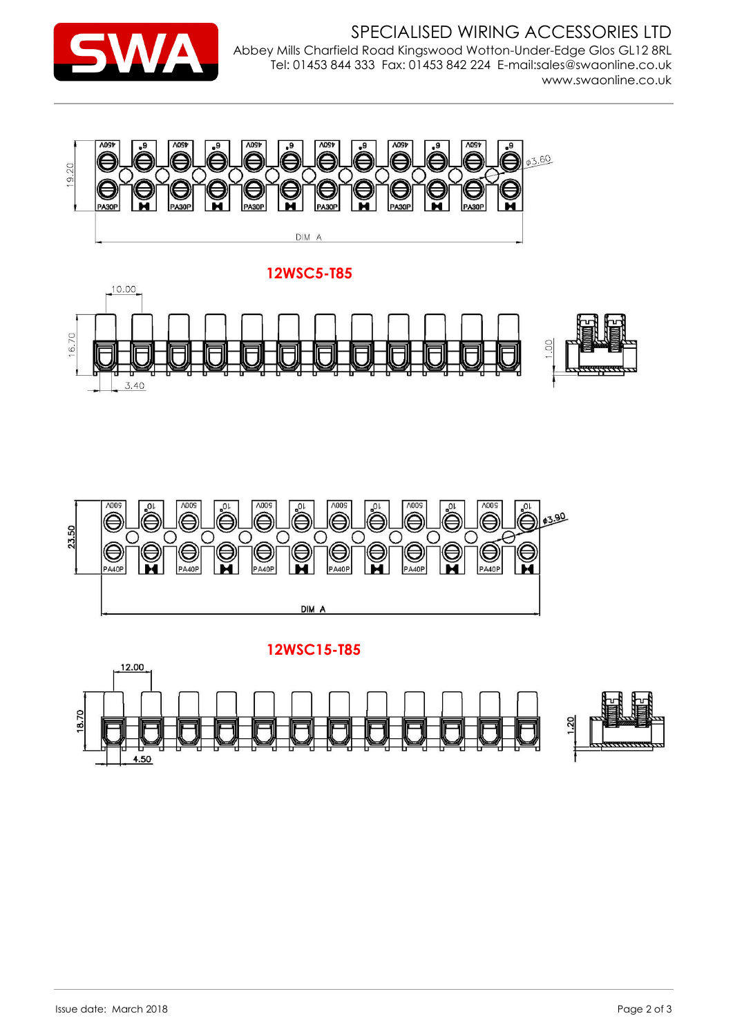**12WSC5-T85**

**12WSC15-T85**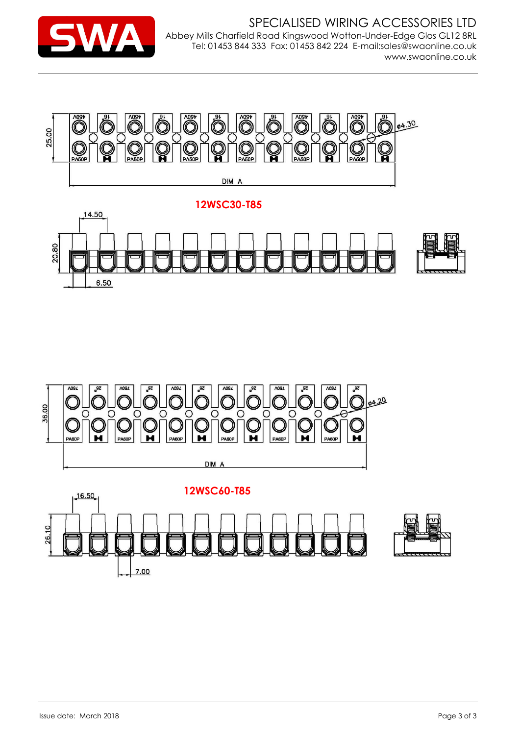SPECIALISED WIRING ACCESSORIES LTD
Abbey Mills Charfield Road Kingswood Wotton-Under-Edge Glos GL12 8RL
Tel: 01453 844 333 Fax: 01453 842 224 E-mail:sales@swaonline.co.uk
www.swaonline.co.uk

25.00

ø4.30

DIM A

## 12WSC30-T85

14.50

20.80

6.50

36.00

ø4.20

DIM A

## 12WSC60-T85

16.50

26.10

7.00

Issue date: March 2018